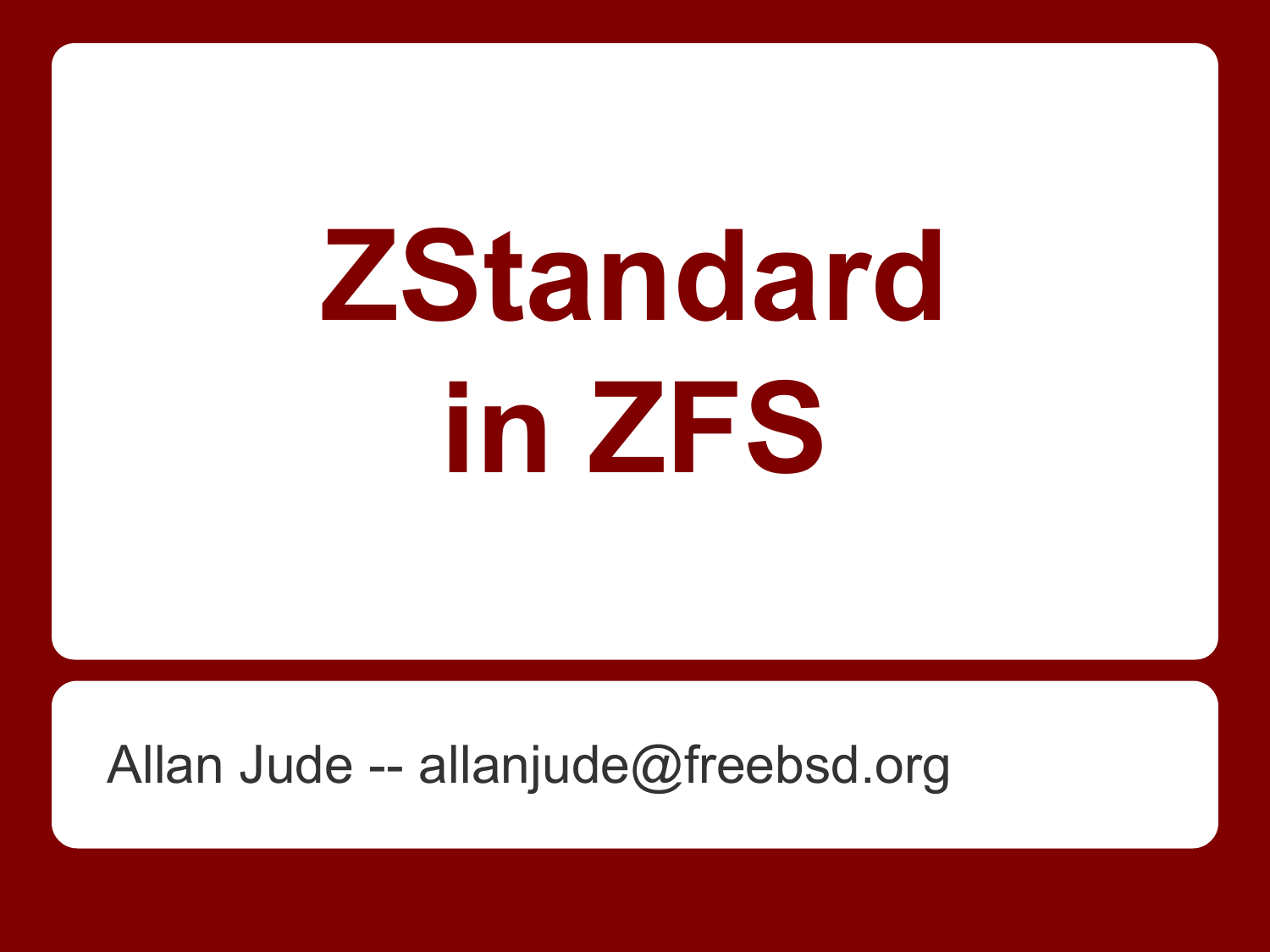# ZStandard in ZFS

Allan Jude -- allanjude@freebsd.org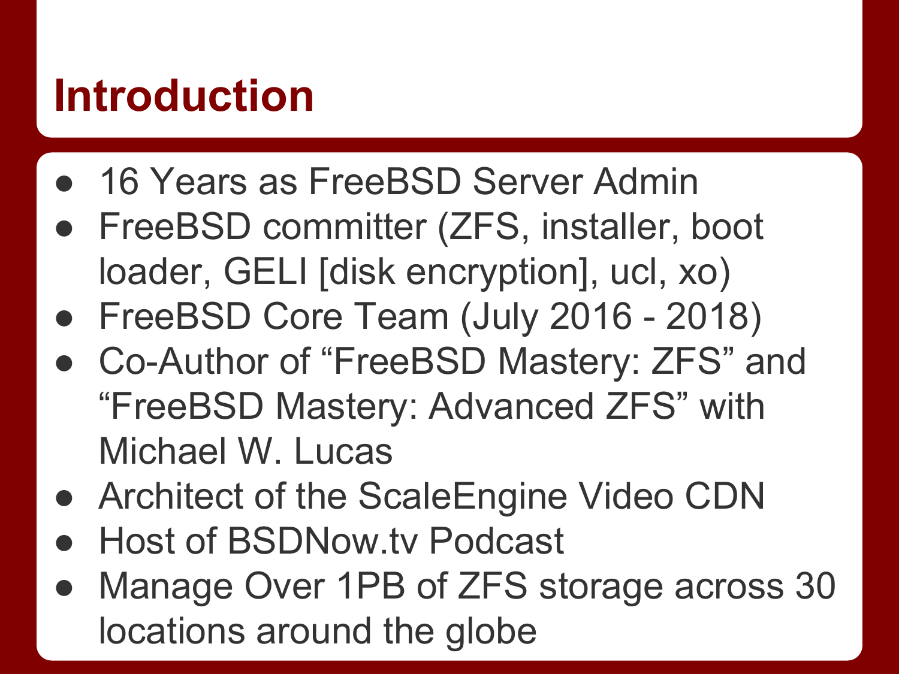# Introduction

- 16 Years as FreeBSD Server Admin
- FreeBSD committer (ZFS, installer, boot loader, GELI [disk encryption], ucl, xo)
- FreeBSD Core Team (July 2016 - 2018)
- Co-Author of “FreeBSD Mastery: ZFS” and “FreeBSD Mastery: Advanced ZFS” with Michael W. Lucas
- Architect of the ScaleEngine Video CDN
- Host of BSDNow.tv Podcast
- Manage Over 1PB of ZFS storage across 30 locations around the globe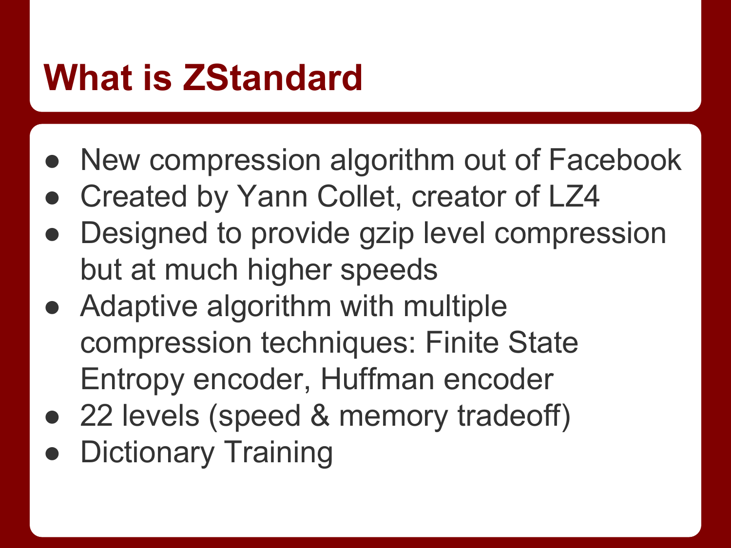# What is ZStandard

- New compression algorithm out of Facebook
- Created by Yann Collet, creator of LZ4
- Designed to provide gzip level compression but at much higher speeds
- Adaptive algorithm with multiple compression techniques: Finite State Entropy encoder, Huffman encoder
- 22 levels (speed & memory tradeoff)
- Dictionary Training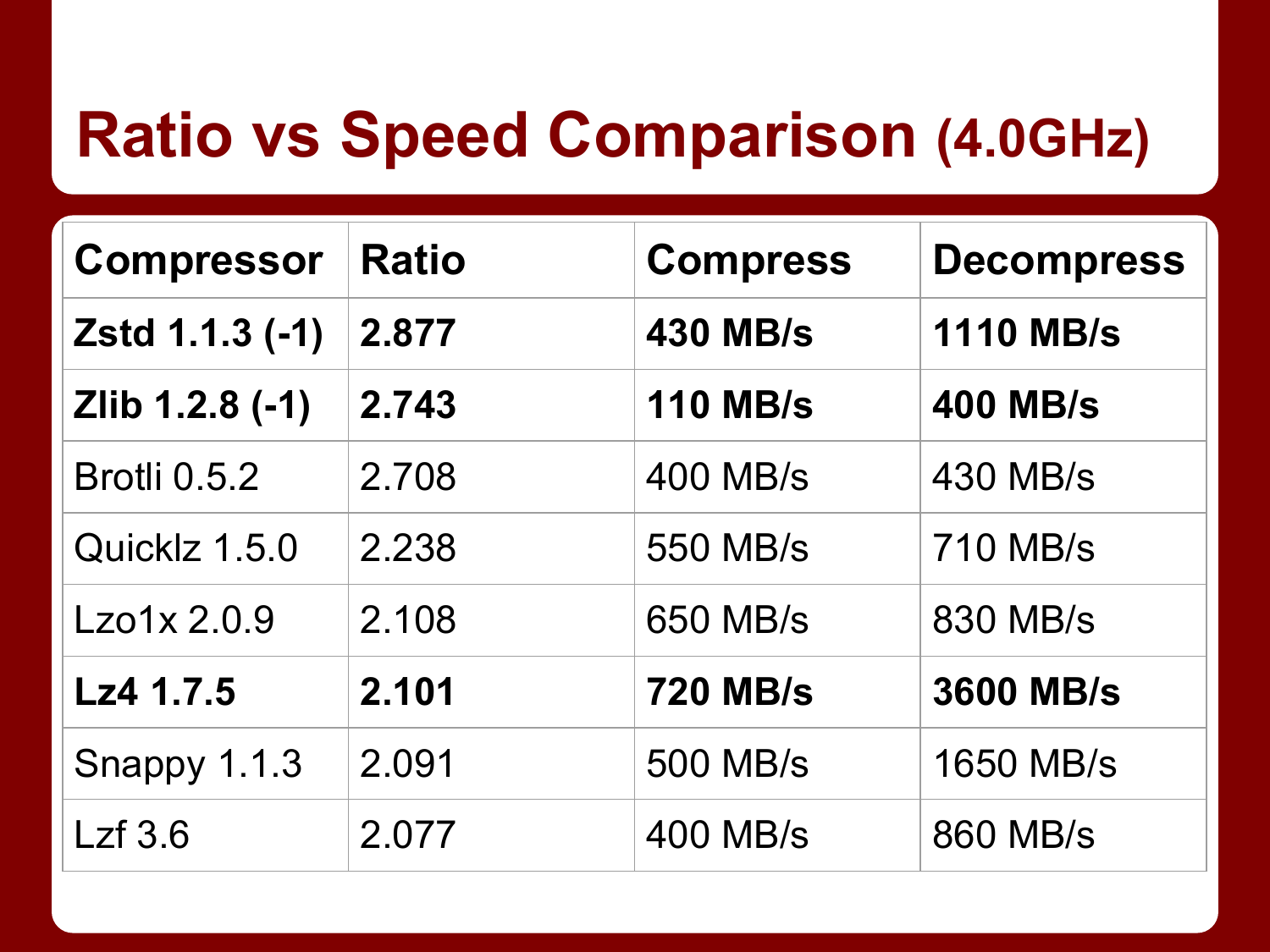# Ratio vs Speed Comparison (4.0GHz)

| Compressor | Ratio | Compress | Decompress |
|---|---|---|---|
| **Zstd 1.1.3 (-1)** | **2.877** | **430 MB/s** | **1110 MB/s** |
| **Zlib 1.2.8 (-1)** | **2.743** | **110 MB/s** | **400 MB/s** |
| Brotli 0.5.2 | 2.708 | 400 MB/s | 430 MB/s |
| Quicklz 1.5.0 | 2.238 | 550 MB/s | 710 MB/s |
| Lzo1x 2.0.9 | 2.108 | 650 MB/s | 830 MB/s |
| **Lz4 1.7.5** | **2.101** | **720 MB/s** | **3600 MB/s** |
| Snappy 1.1.3 | 2.091 | 500 MB/s | 1650 MB/s |
| Lzf 3.6 | 2.077 | 400 MB/s | 860 MB/s |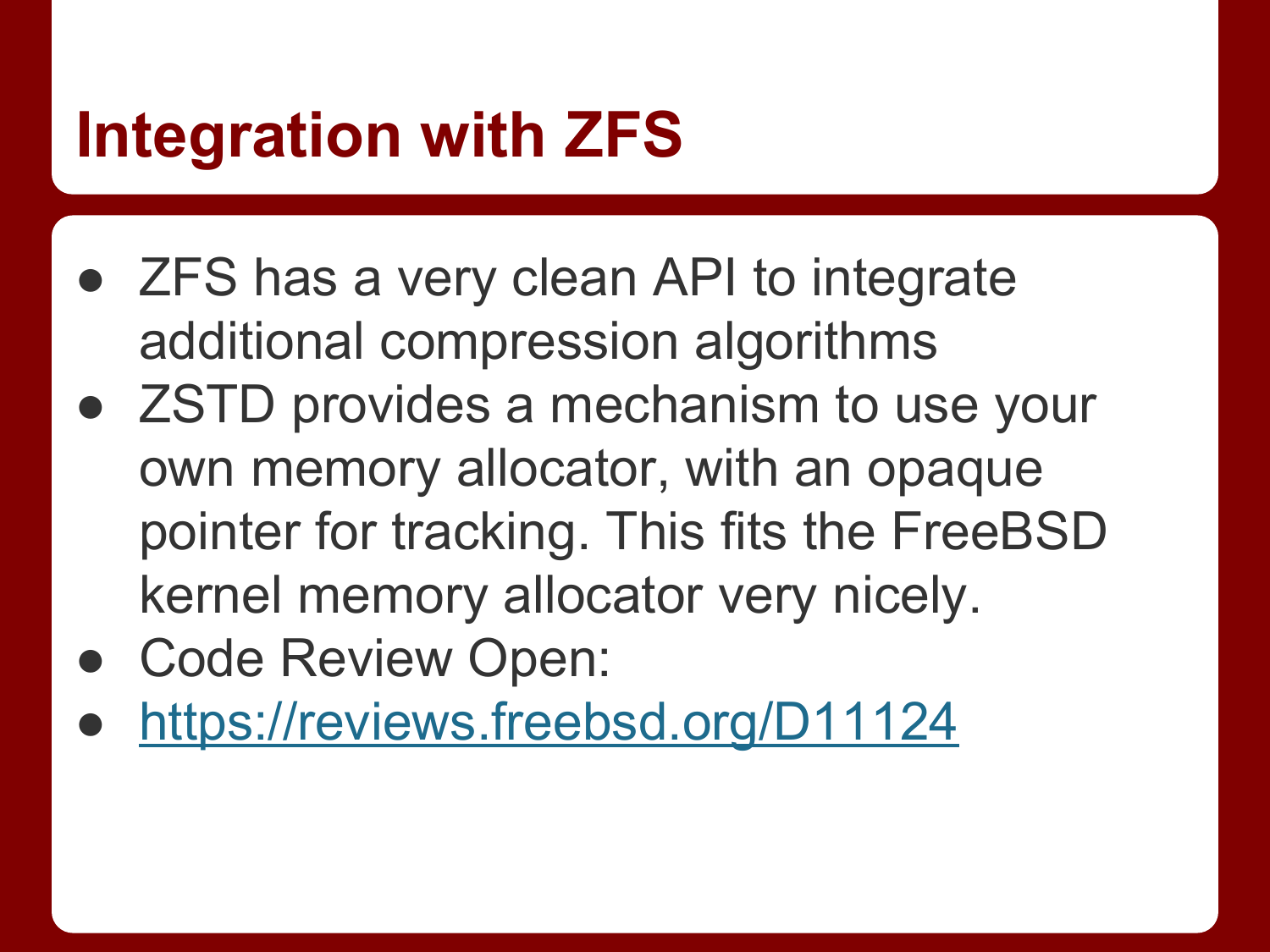# Integration with ZFS

- ZFS has a very clean API to integrate additional compression algorithms
- ZSTD provides a mechanism to use your own memory allocator, with an opaque pointer for tracking. This fits the FreeBSD kernel memory allocator very nicely.
- Code Review Open:
- [https://reviews.freebsd.org/D11124](https://reviews.freebsd.org/D11124)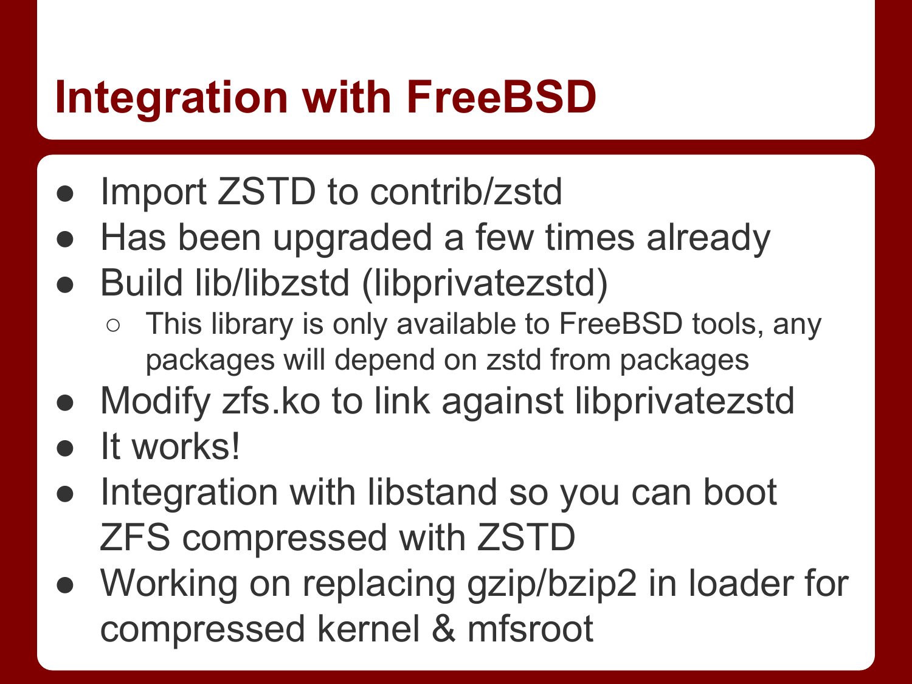# Integration with FreeBSD

- Import ZSTD to contrib/zstd
- Has been upgraded a few times already
- Build lib/libzstd (libprivatezstd)
  - This library is only available to FreeBSD tools, any packages will depend on zstd from packages
- Modify zfs.ko to link against libprivatezstd
- It works!
- Integration with libstand so you can boot ZFS compressed with ZSTD
- Working on replacing gzip/bzip2 in loader for compressed kernel & mfsroot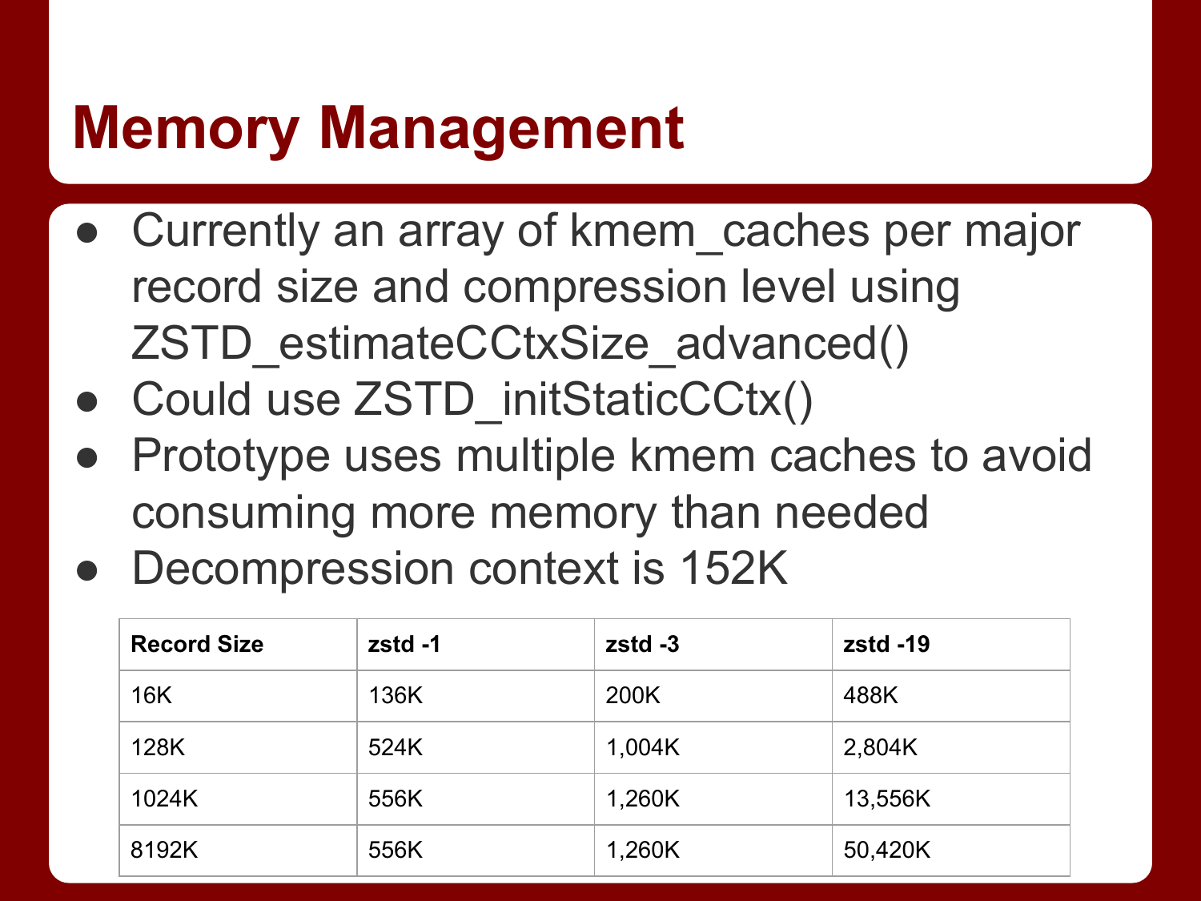# Memory Management

- Currently an array of kmem_caches per major record size and compression level using ZSTD_estimateCCtxSize_advanced()
- Could use ZSTD_initStaticCCtx()
- Prototype uses multiple kmem caches to avoid consuming more memory than needed
- Decompression context is 152K

| Record Size | zstd -1 | zstd -3 | zstd -19 |
|---|---|---|---|
| 16K | 136K | 200K | 488K |
| 128K | 524K | 1,004K | 2,804K |
| 1024K | 556K | 1,260K | 13,556K |
| 8192K | 556K | 1,260K | 50,420K |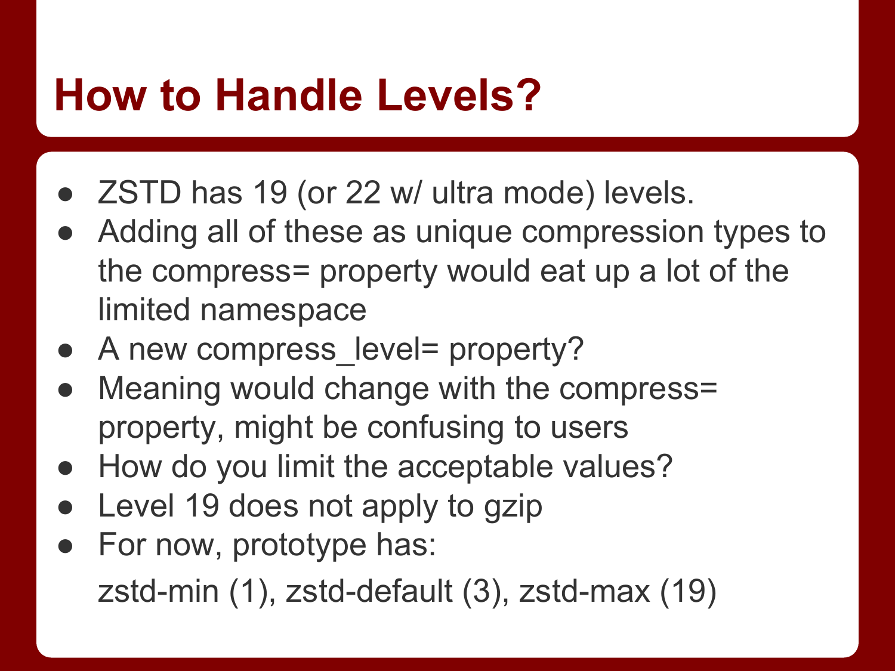# How to Handle Levels?

- ZSTD has 19 (or 22 w/ ultra mode) levels.
- Adding all of these as unique compression types to the compress= property would eat up a lot of the limited namespace
- A new compress_level= property?
- Meaning would change with the compress= property, might be confusing to users
- How do you limit the acceptable values?
- Level 19 does not apply to gzip
- For now, prototype has:

  zstd-min (1), zstd-default (3), zstd-max (19)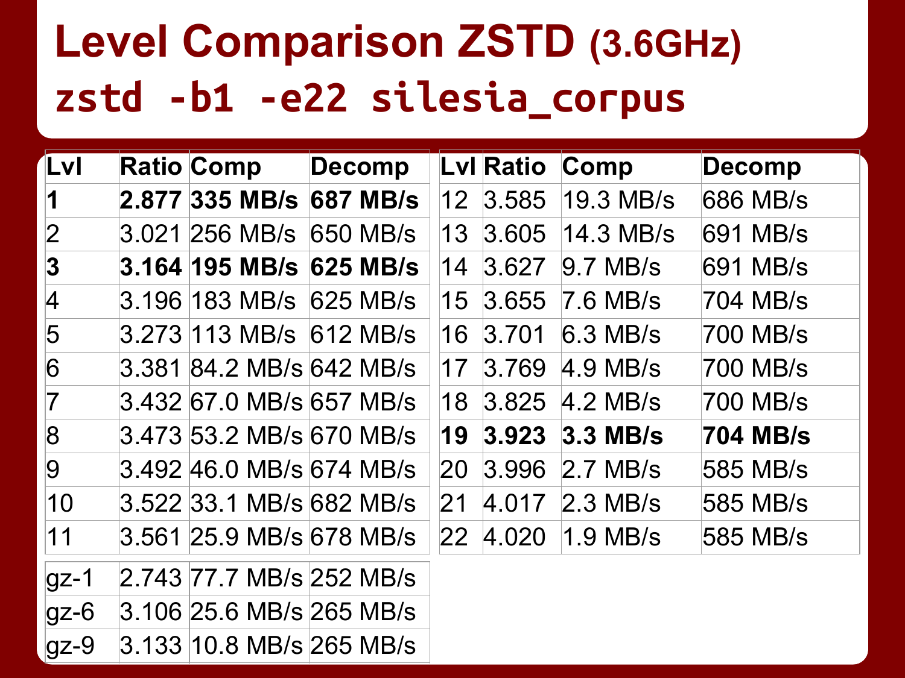# Level Comparison ZSTD (3.6GHz)

## `zstd -b1 -e22 silesia_corpus`

| Lvl | Ratio | Comp | Decomp |
|---|---|---|---|
| **1** | **2.877** | **335 MB/s** | **687 MB/s** |
| 2 | 3.021 | 256 MB/s | 650 MB/s |
| **3** | **3.164** | **195 MB/s** | **625 MB/s** |
| 4 | 3.196 | 183 MB/s | 625 MB/s |
| 5 | 3.273 | 113 MB/s | 612 MB/s |
| 6 | 3.381 | 84.2 MB/s | 642 MB/s |
| 7 | 3.432 | 67.0 MB/s | 657 MB/s |
| 8 | 3.473 | 53.2 MB/s | 670 MB/s |
| 9 | 3.492 | 46.0 MB/s | 674 MB/s |
| 10 | 3.522 | 33.1 MB/s | 682 MB/s |
| 11 | 3.561 | 25.9 MB/s | 678 MB/s |

| Lvl | Ratio | Comp | Decomp |
|---|---|---|---|
| 12 | 3.585 | 19.3 MB/s | 686 MB/s |
| 13 | 3.605 | 14.3 MB/s | 691 MB/s |
| 14 | 3.627 | 9.7 MB/s | 691 MB/s |
| 15 | 3.655 | 7.6 MB/s | 704 MB/s |
| 16 | 3.701 | 6.3 MB/s | 700 MB/s |
| 17 | 3.769 | 4.9 MB/s | 700 MB/s |
| 18 | 3.825 | 4.2 MB/s | 700 MB/s |
| **19** | **3.923** | **3.3 MB/s** | **704 MB/s** |
| 20 | 3.996 | 2.7 MB/s | 585 MB/s |
| 21 | 4.017 | 2.3 MB/s | 585 MB/s |
| 22 | 4.020 | 1.9 MB/s | 585 MB/s |

| Lvl | Ratio | Comp | Decomp |
|---|---|---|---|
| gz-1 | 2.743 | 77.7 MB/s | 252 MB/s |
| gz-6 | 3.106 | 25.6 MB/s | 265 MB/s |
| gz-9 | 3.133 | 10.8 MB/s | 265 MB/s |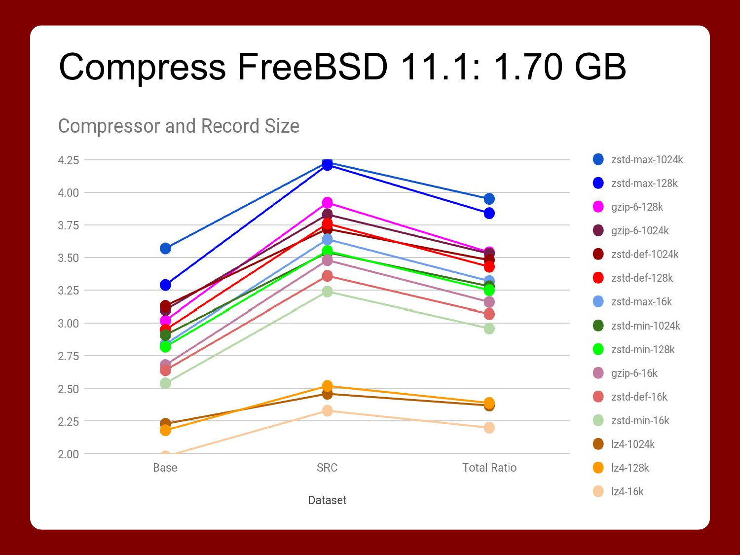# Compress FreeBSD 11.1: 1.70 GB

## Compressor and Record Size

Y-axis: 2.00, 2.25, 2.50, 2.75, 3.00, 3.25, 3.50, 3.75, 4.00, 4.25

X-axis (Dataset): Base, SRC, Total Ratio

Legend:
- zstd-max-1024k
- zstd-max-128k
- gzip-6-128k
- gzip-6-1024k
- zstd-def-1024k
- zstd-def-128k
- zstd-max-16k
- zstd-min-1024k
- zstd-min-128k
- gzip-6-16k
- zstd-def-16k
- zstd-min-16k
- lz4-1024k
- lz4-128k
- lz4-16k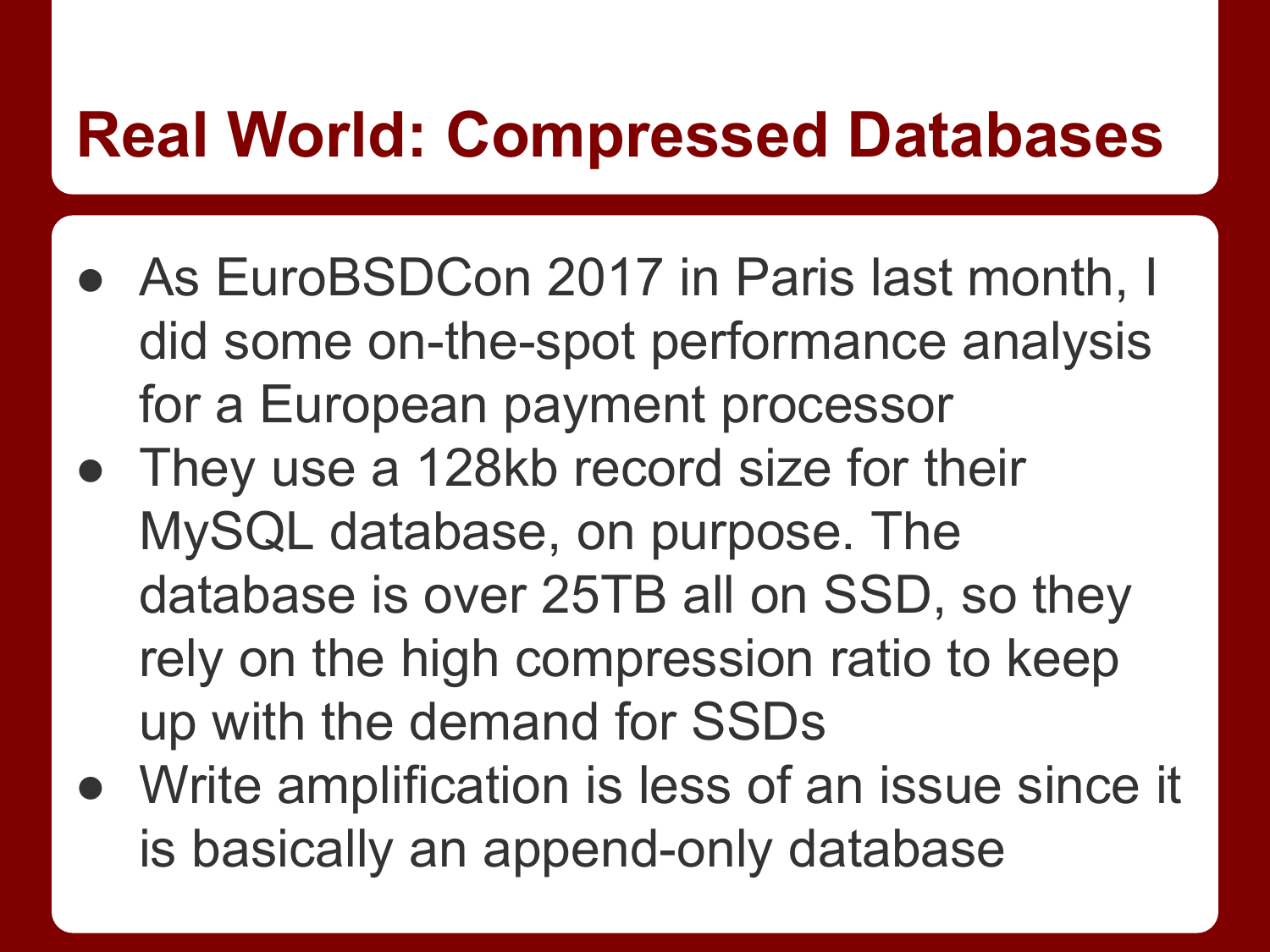# Real World: Compressed Databases

- As EuroBSDCon 2017 in Paris last month, I did some on-the-spot performance analysis for a European payment processor
- They use a 128kb record size for their MySQL database, on purpose. The database is over 25TB all on SSD, so they rely on the high compression ratio to keep up with the demand for SSDs
- Write amplification is less of an issue since it is basically an append-only database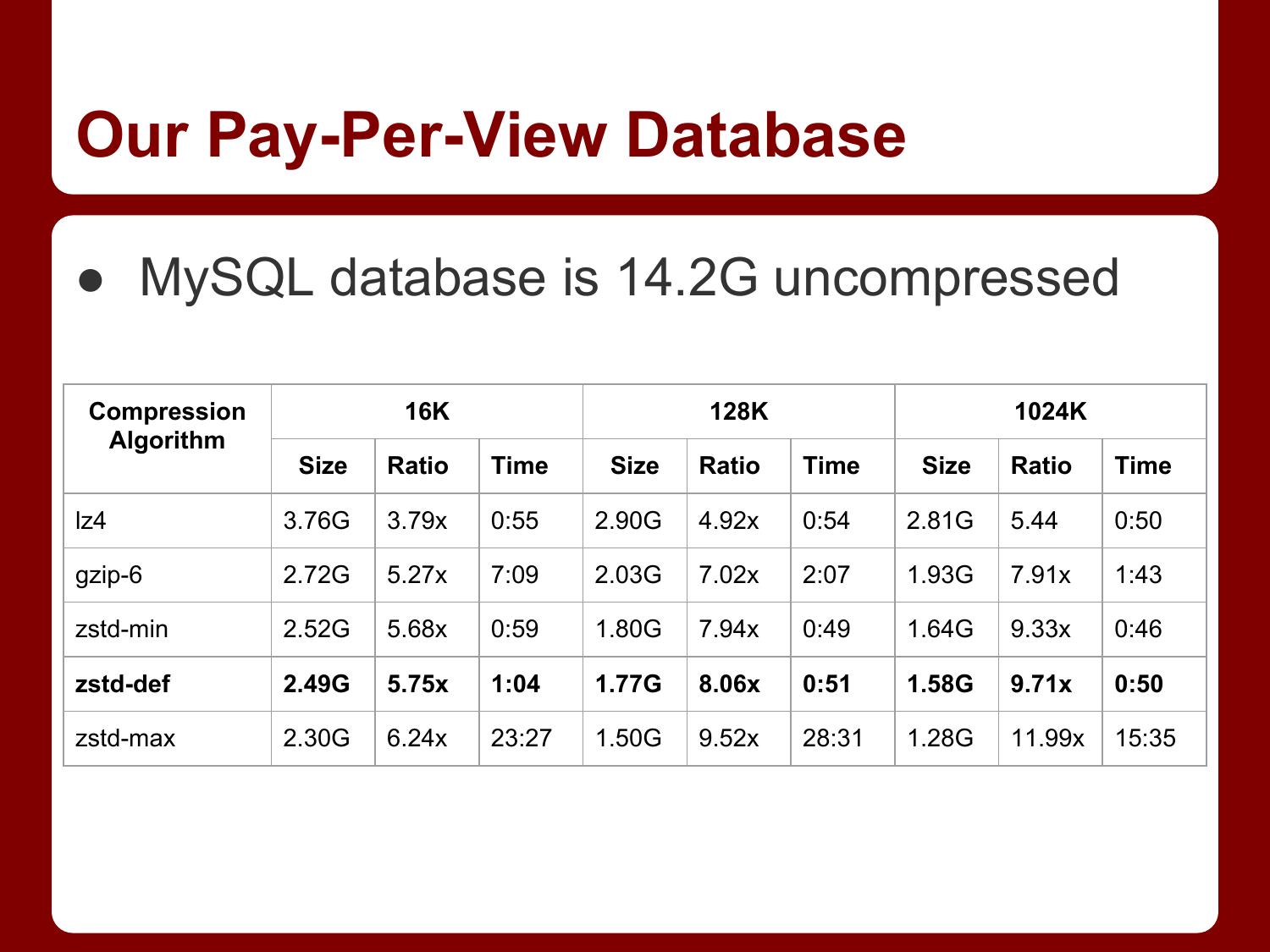# Our Pay-Per-View Database

- MySQL database is 14.2G uncompressed

| Compression Algorithm | 16K | | | 128K | | | 1024K | | |
|---|---|---|---|---|---|---|---|---|---|
| | Size | Ratio | Time | Size | Ratio | Time | Size | Ratio | Time |
| lz4 | 3.76G | 3.79x | 0:55 | 2.90G | 4.92x | 0:54 | 2.81G | 5.44 | 0:50 |
| gzip-6 | 2.72G | 5.27x | 7:09 | 2.03G | 7.02x | 2:07 | 1.93G | 7.91x | 1:43 |
| zstd-min | 2.52G | 5.68x | 0:59 | 1.80G | 7.94x | 0:49 | 1.64G | 9.33x | 0:46 |
| **zstd-def** | **2.49G** | **5.75x** | **1:04** | **1.77G** | **8.06x** | **0:51** | **1.58G** | **9.71x** | **0:50** |
| zstd-max | 2.30G | 6.24x | 23:27 | 1.50G | 9.52x | 28:31 | 1.28G | 11.99x | 15:35 |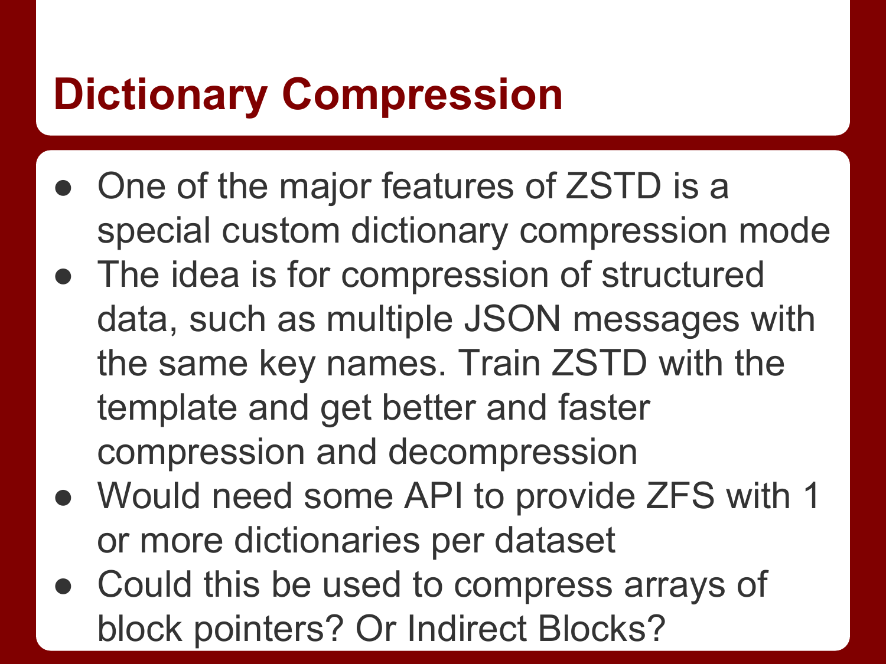# Dictionary Compression

- One of the major features of ZSTD is a special custom dictionary compression mode
- The idea is for compression of structured data, such as multiple JSON messages with the same key names. Train ZSTD with the template and get better and faster compression and decompression
- Would need some API to provide ZFS with 1 or more dictionaries per dataset
- Could this be used to compress arrays of block pointers? Or Indirect Blocks?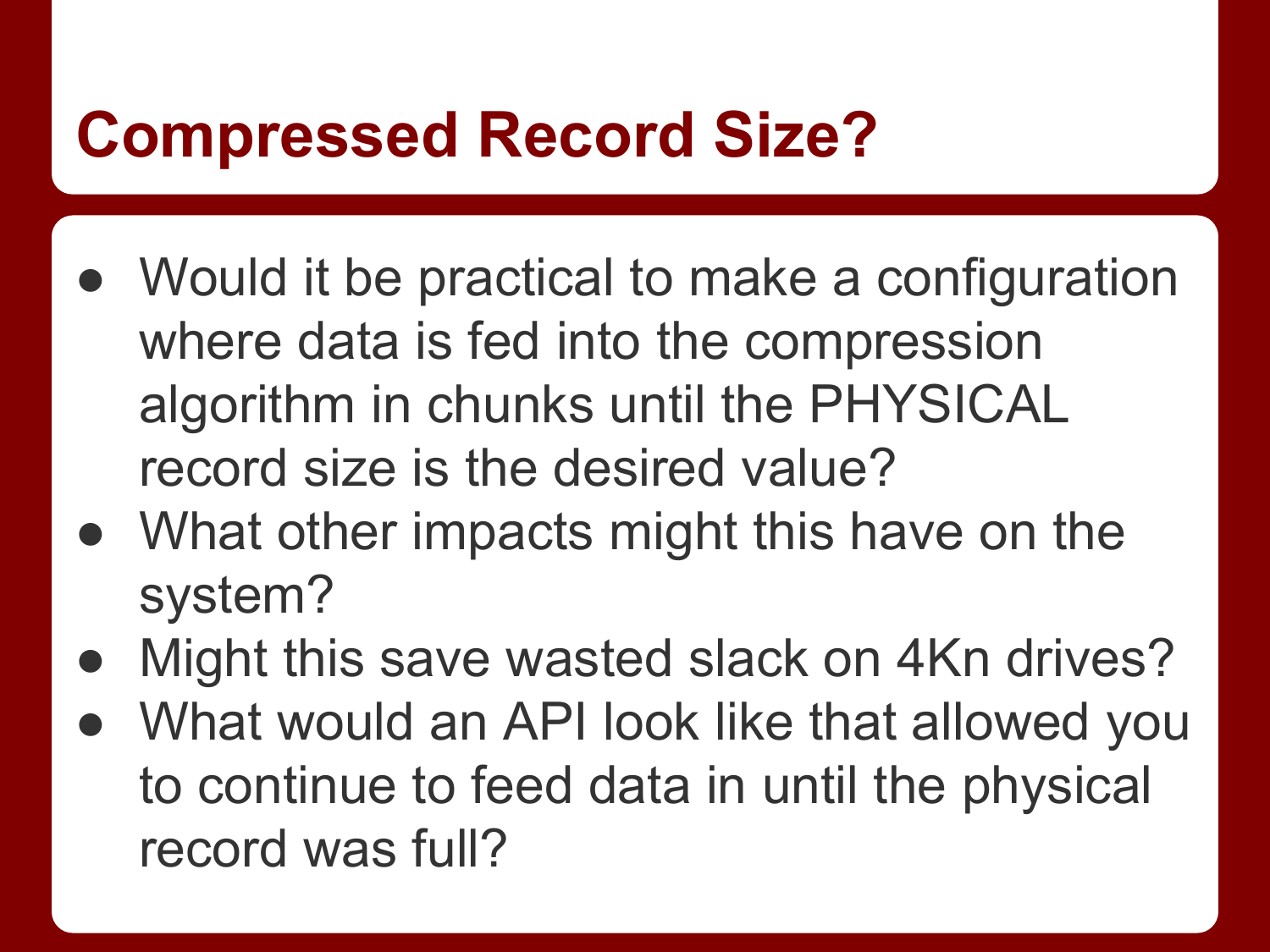# Compressed Record Size?

- Would it be practical to make a configuration where data is fed into the compression algorithm in chunks until the PHYSICAL record size is the desired value?
- What other impacts might this have on the system?
- Might this save wasted slack on 4Kn drives?
- What would an API look like that allowed you to continue to feed data in until the physical record was full?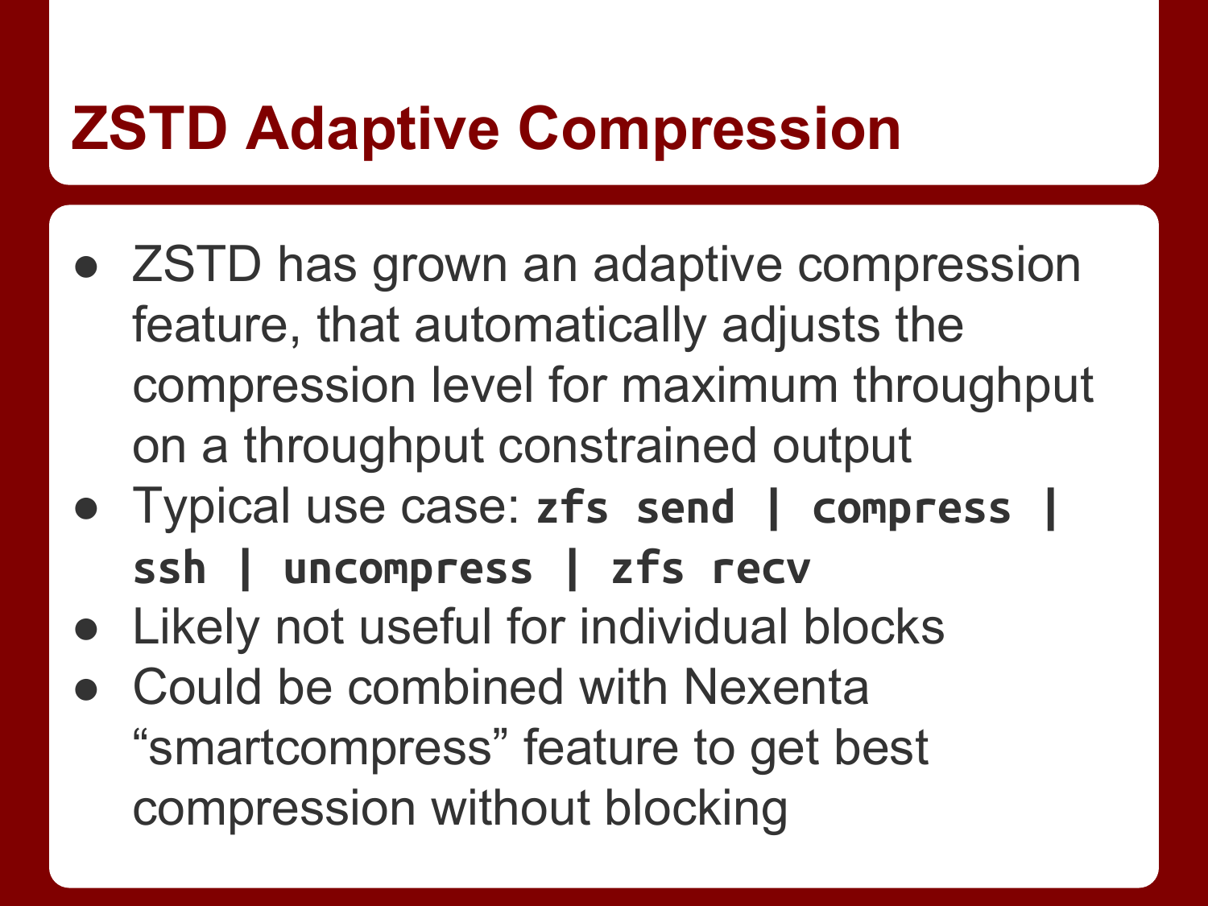# ZSTD Adaptive Compression

- ZSTD has grown an adaptive compression feature, that automatically adjusts the compression level for maximum throughput on a throughput constrained output
- Typical use case: **`zfs send | compress | ssh | uncompress | zfs recv`**
- Likely not useful for individual blocks
- Could be combined with Nexenta "smartcompress" feature to get best compression without blocking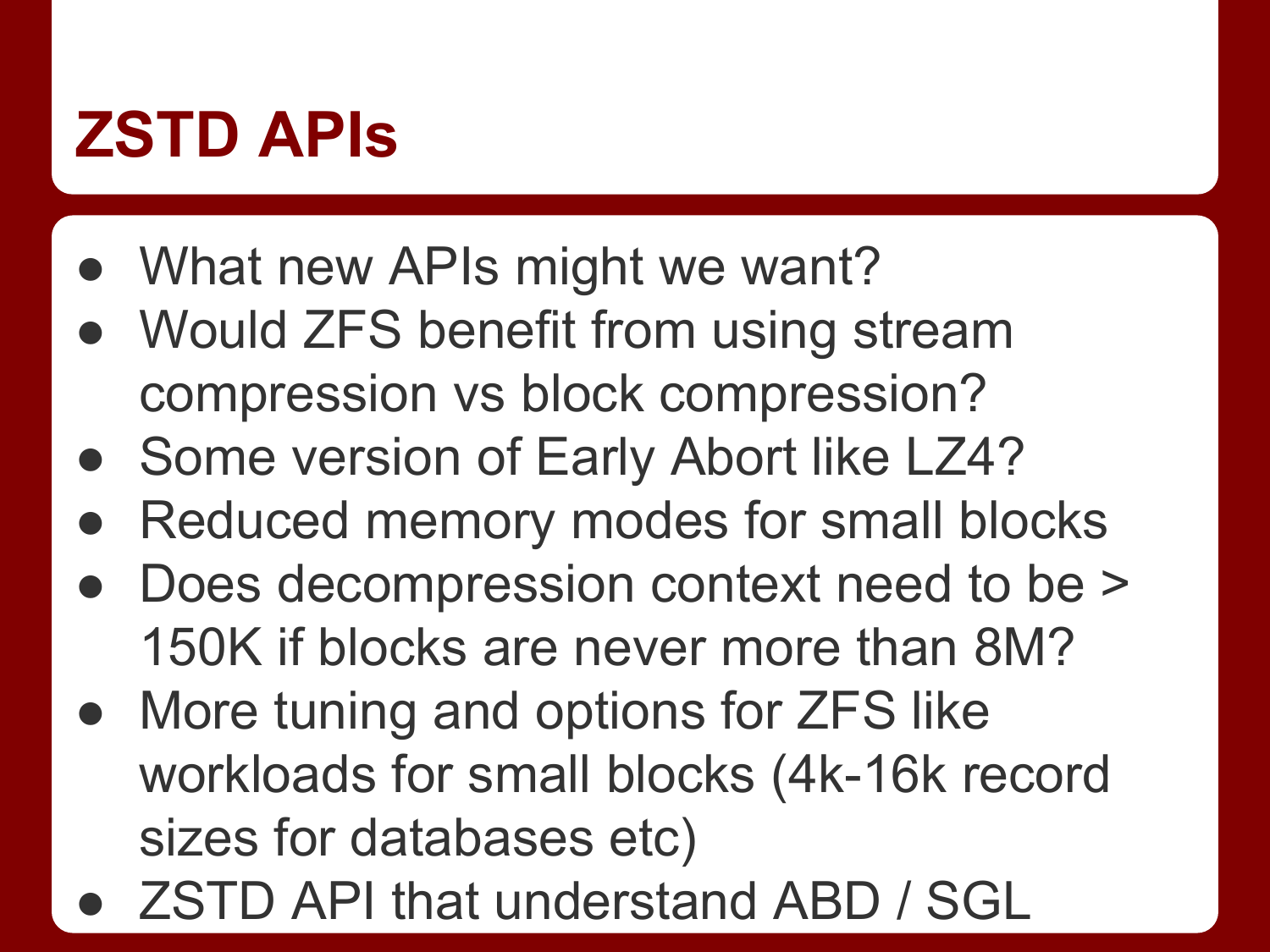# ZSTD APIs

- What new APIs might we want?
- Would ZFS benefit from using stream compression vs block compression?
- Some version of Early Abort like LZ4?
- Reduced memory modes for small blocks
- Does decompression context need to be > 150K if blocks are never more than 8M?
- More tuning and options for ZFS like workloads for small blocks (4k-16k record sizes for databases etc)
- ZSTD API that understand ABD / SGL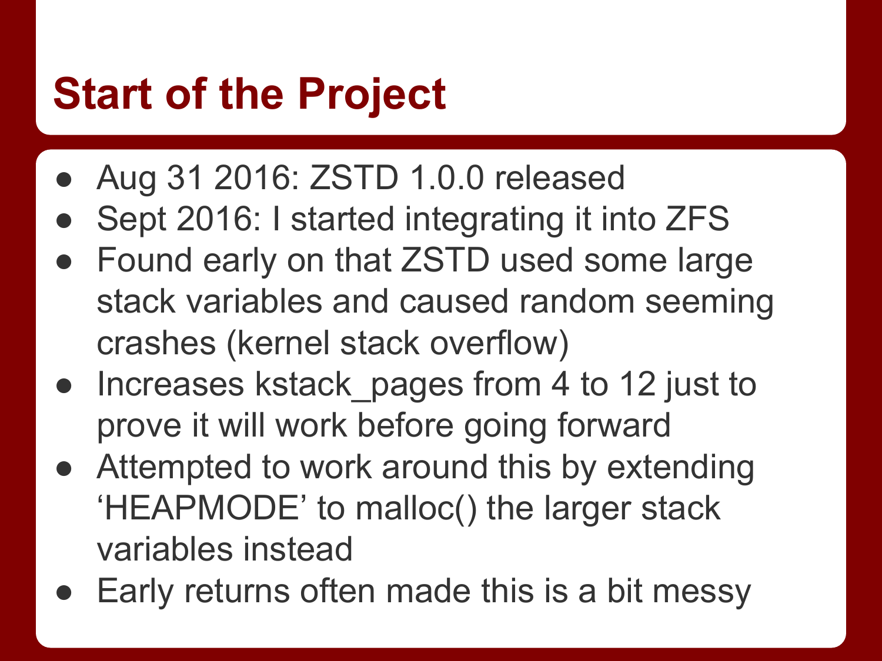# Start of the Project

- Aug 31 2016: ZSTD 1.0.0 released
- Sept 2016: I started integrating it into ZFS
- Found early on that ZSTD used some large stack variables and caused random seeming crashes (kernel stack overflow)
- Increases kstack_pages from 4 to 12 just to prove it will work before going forward
- Attempted to work around this by extending 'HEAPMODE' to malloc() the larger stack variables instead
- Early returns often made this is a bit messy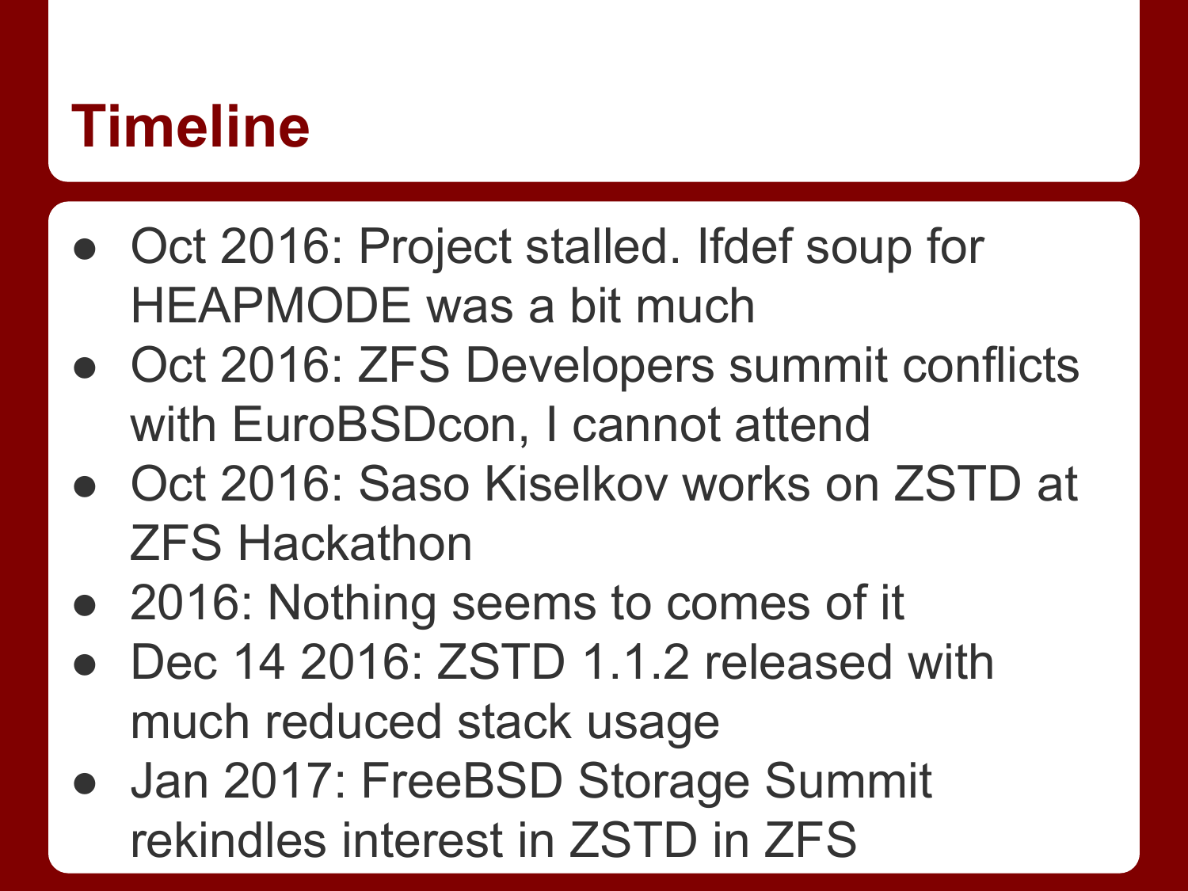# Timeline

- Oct 2016: Project stalled. Ifdef soup for HEAPMODE was a bit much
- Oct 2016: ZFS Developers summit conflicts with EuroBSDcon, I cannot attend
- Oct 2016: Saso Kiselkov works on ZSTD at ZFS Hackathon
- 2016: Nothing seems to comes of it
- Dec 14 2016: ZSTD 1.1.2 released with much reduced stack usage
- Jan 2017: FreeBSD Storage Summit rekindles interest in ZSTD in ZFS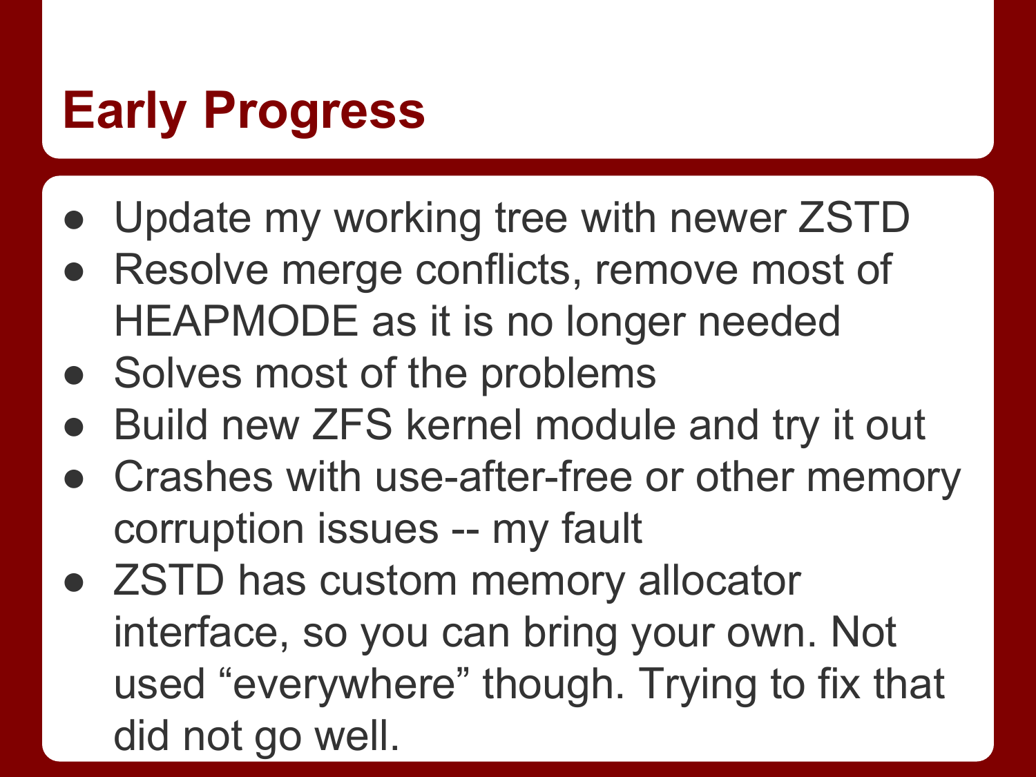# Early Progress

- Update my working tree with newer ZSTD
- Resolve merge conflicts, remove most of HEAPMODE as it is no longer needed
- Solves most of the problems
- Build new ZFS kernel module and try it out
- Crashes with use-after-free or other memory corruption issues -- my fault
- ZSTD has custom memory allocator interface, so you can bring your own. Not used “everywhere” though. Trying to fix that did not go well.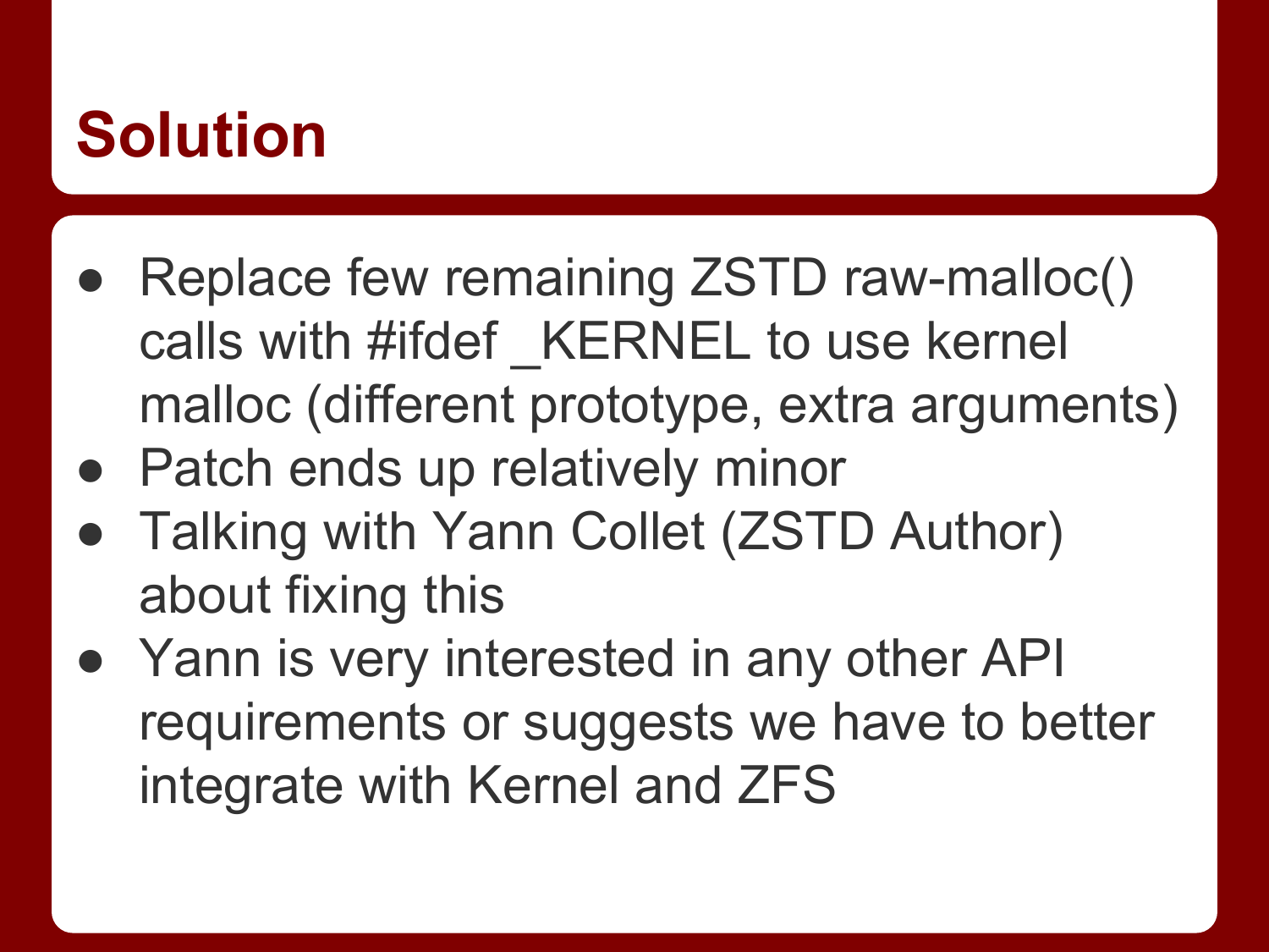# Solution

- Replace few remaining ZSTD raw-malloc() calls with #ifdef _KERNEL to use kernel malloc (different prototype, extra arguments)
- Patch ends up relatively minor
- Talking with Yann Collet (ZSTD Author) about fixing this
- Yann is very interested in any other API requirements or suggests we have to better integrate with Kernel and ZFS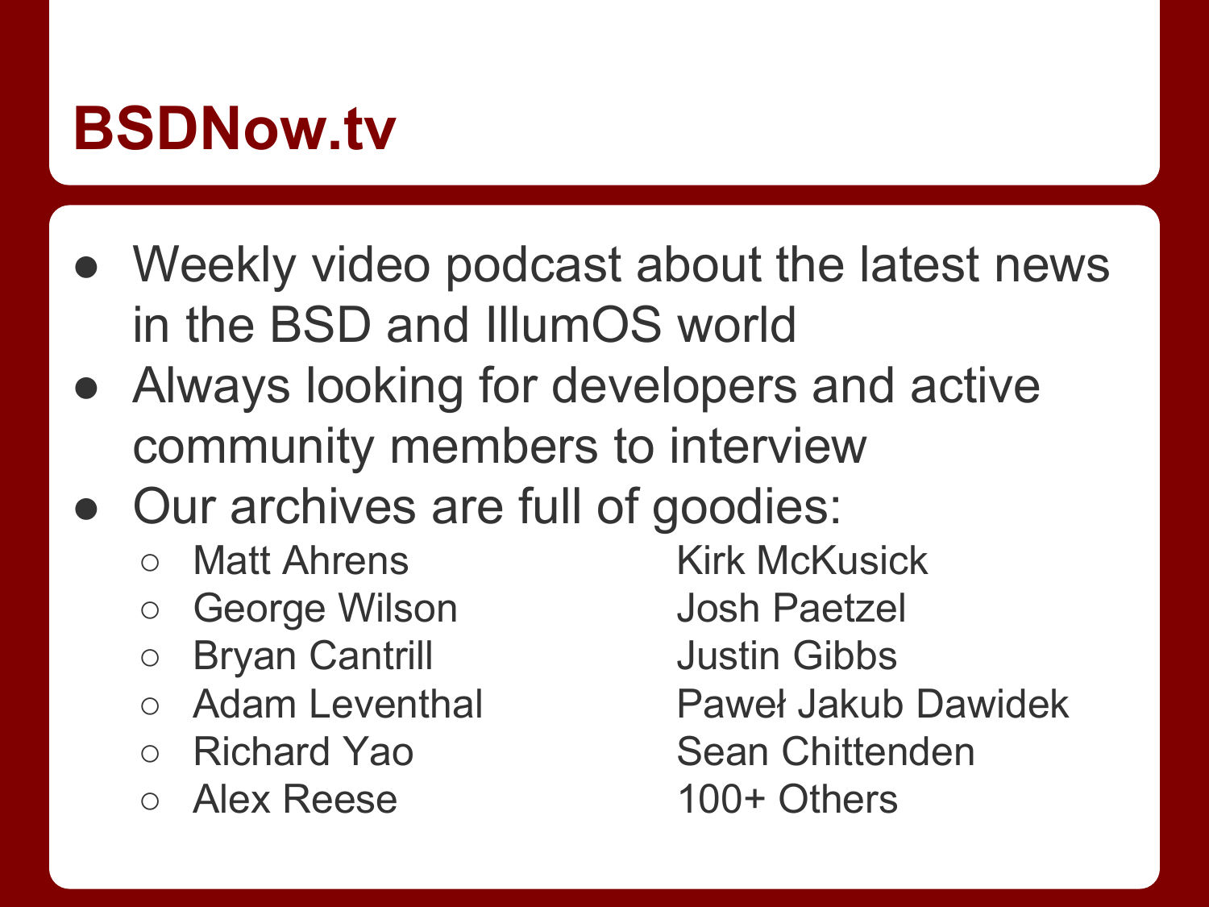# BSDNow.tv

- Weekly video podcast about the latest news in the BSD and IllumOS world
- Always looking for developers and active community members to interview
- Our archives are full of goodies:
  - Matt Ahrens
  - George Wilson
  - Bryan Cantrill
  - Adam Leventhal
  - Richard Yao
  - Alex Reese
  - Kirk McKusick
  - Josh Paetzel
  - Justin Gibbs
  - Paweł Jakub Dawidek
  - Sean Chittenden
  - 100+ Others